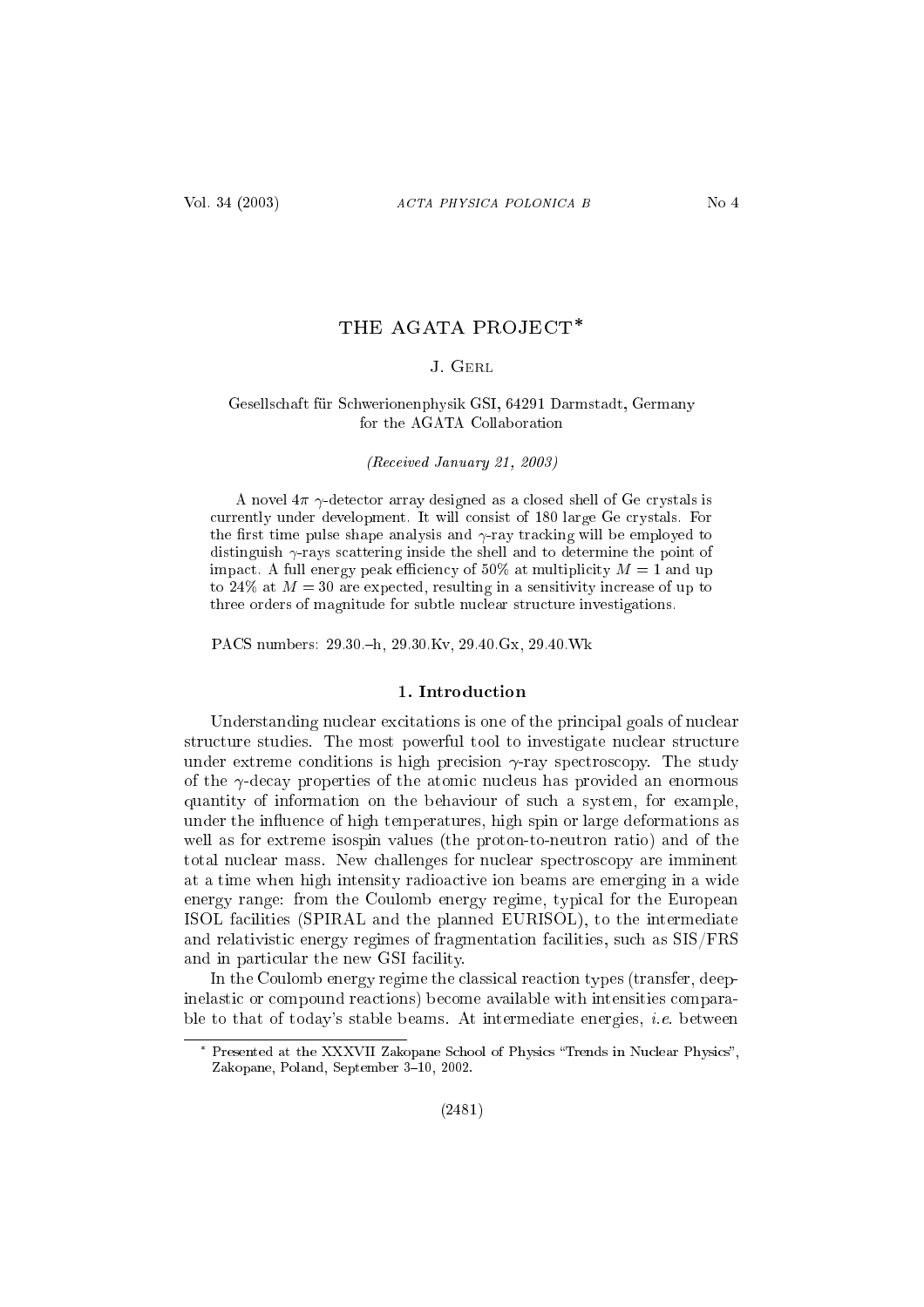# THE AGATA PROJECT*

J. Gerl

Gesellschaft für Schwerionenphysik GSI, 64291 Darmstadt, Germany
for the AGATA Collaboration

*(Received January 21, 2003)*

A novel $4\pi$ $\gamma$-detector array designed as a closed shell of Ge crystals is currently under development. It will consist of 180 large Ge crystals. For the first time pulse shape analysis and $\gamma$-ray tracking will be employed to distinguish $\gamma$-rays scattering inside the shell and to determine the point of impact. A full energy peak efficiency of 50% at multiplicity $M = 1$ and up to 24% at $M = 30$ are expected, resulting in a sensitivity increase of up to three orders of magnitude for subtle nuclear structure investigations.

PACS numbers: 29.30.–h, 29.30.Kv, 29.40.Gx, 29.40.Wk

## 1. Introduction

Understanding nuclear excitations is one of the principal goals of nuclear structure studies. The most powerful tool to investigate nuclear structure under extreme conditions is high precision $\gamma$-ray spectroscopy. The study of the $\gamma$-decay properties of the atomic nucleus has provided an enormous quantity of information on the behaviour of such a system, for example, under the influence of high temperatures, high spin or large deformations as well as for extreme isospin values (the proton-to-neutron ratio) and of the total nuclear mass. New challenges for nuclear spectroscopy are imminent at a time when high intensity radioactive ion beams are emerging in a wide energy range: from the Coulomb energy regime, typical for the European ISOL facilities (SPIRAL and the planned EURISOL), to the intermediate and relativistic energy regimes of fragmentation facilities, such as SIS/FRS and in particular the new GSI facility.

In the Coulomb energy regime the classical reaction types (transfer, deep-inelastic or compound reactions) become available with intensities comparable to that of today's stable beams. At intermediate energies, *i.e.* between

---

* Presented at the XXXVII Zakopane School of Physics "Trends in Nuclear Physics", Zakopane, Poland, September 3–10, 2002.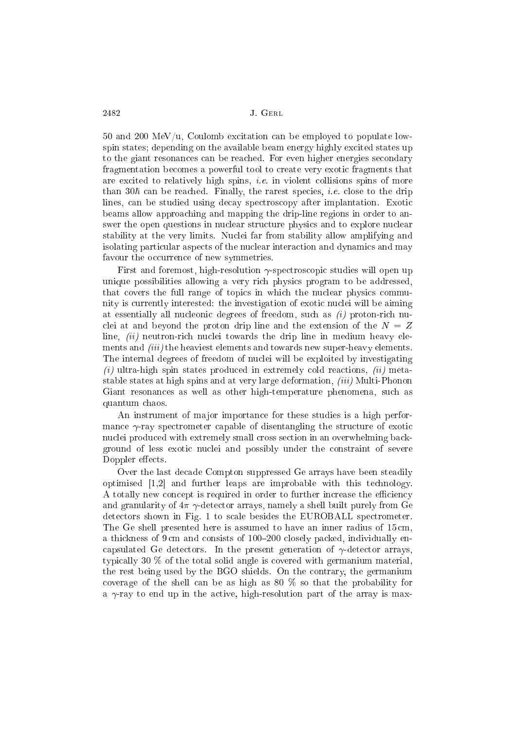50 and 200 MeV/u, Coulomb excitation can be employed to populate low-spin states; depending on the available beam energy highly excited states up to the giant resonances can be reached. For even higher energies secondary fragmentation becomes a powerful tool to create very exotic fragments that are excited to relatively high spins, *i.e.* in violent collisions spins of more than $30\hbar$ can be reached. Finally, the rarest species, *i.e.* close to the drip lines, can be studied using decay spectroscopy after implantation. Exotic beams allow approaching and mapping the drip-line regions in order to answer the open questions in nuclear structure physics and to explore nuclear stability at the very limits. Nuclei far from stability allow amplifying and isolating particular aspects of the nuclear interaction and dynamics and may favour the occurrence of new symmetries.

First and foremost, high-resolution $\gamma$-spectroscopic studies will open up unique possibilities allowing a very rich physics program to be addressed, that covers the full range of topics in which the nuclear physics community is currently interested: the investigation of exotic nuclei will be aiming at essentially all nucleonic degrees of freedom, such as *(i)* proton-rich nuclei at and beyond the proton drip line and the extension of the $N = Z$ line, *(ii)* neutron-rich nuclei towards the drip line in medium heavy elements and *(iii)* the heaviest elements and towards new super-heavy elements. The internal degrees of freedom of nuclei will be exploited by investigating *(i)* ultra-high spin states produced in extremely cold reactions, *(ii)* metastable states at high spins and at very large deformation, *(iii)* Multi-Phonon Giant resonances as well as other high-temperature phenomena, such as quantum chaos.

An instrument of major importance for these studies is a high performance $\gamma$-ray spectrometer capable of disentangling the structure of exotic nuclei produced with extremely small cross section in an overwhelming background of less exotic nuclei and possibly under the constraint of severe Doppler effects.

Over the last decade Compton suppressed Ge arrays have been steadily optimised [1,2] and further leaps are improbable with this technology. A totally new concept is required in order to further increase the efficiency and granularity of $4\pi$ $\gamma$-detector arrays, namely a shell built purely from Ge detectors shown in Fig. 1 to scale besides the EUROBALL spectrometer. The Ge shell presented here is assumed to have an inner radius of 15 cm, a thickness of 9 cm and consists of 100–200 closely packed, individually encapsulated Ge detectors. In the present generation of $\gamma$-detector arrays, typically 30 % of the total solid angle is covered with germanium material, the rest being used by the BGO shields. On the contrary, the germanium coverage of the shell can be as high as 80 % so that the probability for a $\gamma$-ray to end up in the active, high-resolution part of the array is max-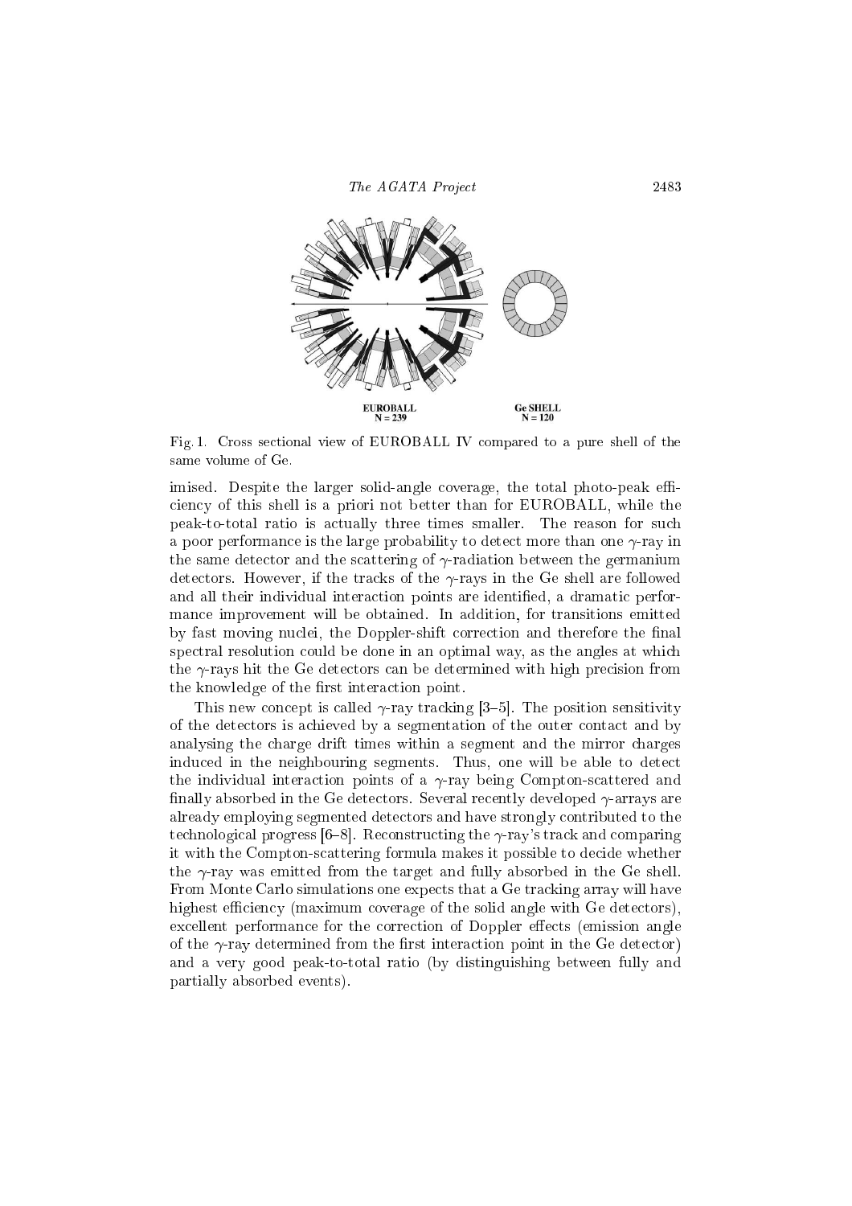EUROBALL
N = 239

Ge SHELL
N = 120

Fig. 1. Cross sectional view of EUROBALL IV compared to a pure shell of the same volume of Ge.

imised. Despite the larger solid-angle coverage, the total photo-peak efficiency of this shell is a priori not better than for EUROBALL, while the peak-to-total ratio is actually three times smaller. The reason for such a poor performance is the large probability to detect more than one $\gamma$-ray in the same detector and the scattering of $\gamma$-radiation between the germanium detectors. However, if the tracks of the $\gamma$-rays in the Ge shell are followed and all their individual interaction points are identified, a dramatic performance improvement will be obtained. In addition, for transitions emitted by fast moving nuclei, the Doppler-shift correction and therefore the final spectral resolution could be done in an optimal way, as the angles at which the $\gamma$-rays hit the Ge detectors can be determined with high precision from the knowledge of the first interaction point.

This new concept is called $\gamma$-ray tracking [3–5]. The position sensitivity of the detectors is achieved by a segmentation of the outer contact and by analysing the charge drift times within a segment and the mirror charges induced in the neighbouring segments. Thus, one will be able to detect the individual interaction points of a $\gamma$-ray being Compton-scattered and finally absorbed in the Ge detectors. Several recently developed $\gamma$-arrays are already employing segmented detectors and have strongly contributed to the technological progress [6–8]. Reconstructing the $\gamma$-ray's track and comparing it with the Compton-scattering formula makes it possible to decide whether the $\gamma$-ray was emitted from the target and fully absorbed in the Ge shell. From Monte Carlo simulations one expects that a Ge tracking array will have highest efficiency (maximum coverage of the solid angle with Ge detectors), excellent performance for the correction of Doppler effects (emission angle of the $\gamma$-ray determined from the first interaction point in the Ge detector) and a very good peak-to-total ratio (by distinguishing between fully and partially absorbed events).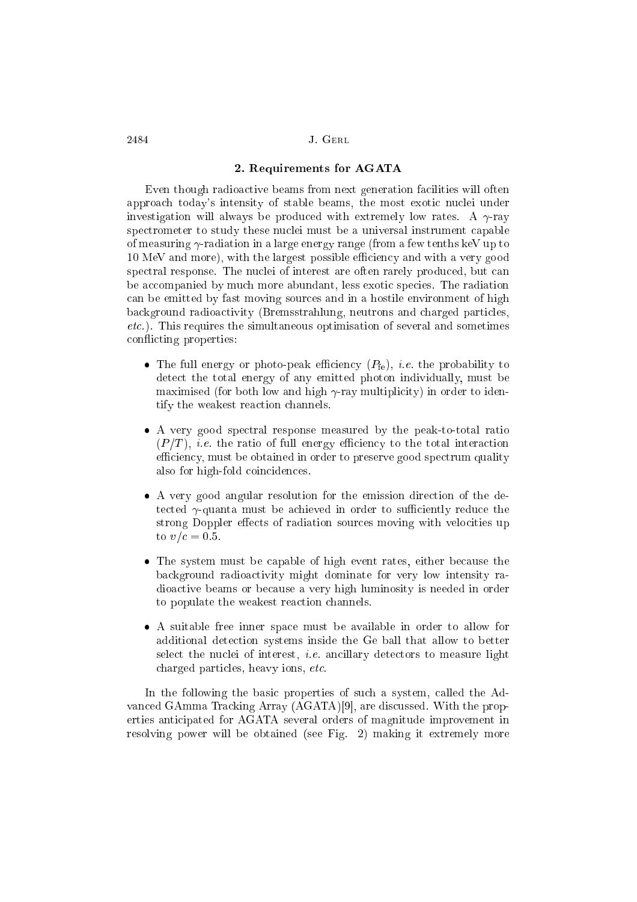## 2. Requirements for AGATA

Even though radioactive beams from next generation facilities will often approach today's intensity of stable beams, the most exotic nuclei under investigation will always be produced with extremely low rates. A $\gamma$-ray spectrometer to study these nuclei must be a universal instrument capable of measuring $\gamma$-radiation in a large energy range (from a few tenths keV up to 10 MeV and more), with the largest possible efficiency and with a very good spectral response. The nuclei of interest are often rarely produced, but can be accompanied by much more abundant, less exotic species. The radiation can be emitted by fast moving sources and in a hostile environment of high background radioactivity (Bremsstrahlung, neutrons and charged particles, *etc.*). This requires the simultaneous optimisation of several and sometimes conflicting properties:

- The full energy or photo-peak efficiency ($P_{\rm fe}$), *i.e.* the probability to detect the total energy of any emitted photon individually, must be maximised (for both low and high $\gamma$-ray multiplicity) in order to identify the weakest reaction channels.
- A very good spectral response measured by the peak-to-total ratio ($P/T$), *i.e.* the ratio of full energy efficiency to the total interaction efficiency, must be obtained in order to preserve good spectrum quality also for high-fold coincidences.
- A very good angular resolution for the emission direction of the detected $\gamma$-quanta must be achieved in order to sufficiently reduce the strong Doppler effects of radiation sources moving with velocities up to $v/c = 0.5$.
- The system must be capable of high event rates, either because the background radioactivity might dominate for very low intensity radioactive beams or because a very high luminosity is needed in order to populate the weakest reaction channels.
- A suitable free inner space must be available in order to allow for additional detection systems inside the Ge ball that allow to better select the nuclei of interest, *i.e.* ancillary detectors to measure light charged particles, heavy ions, *etc.*

In the following the basic properties of such a system, called the Advanced GAmma Tracking Array (AGATA)[9], are discussed. With the properties anticipated for AGATA several orders of magnitude improvement in resolving power will be obtained (see Fig. 2) making it extremely more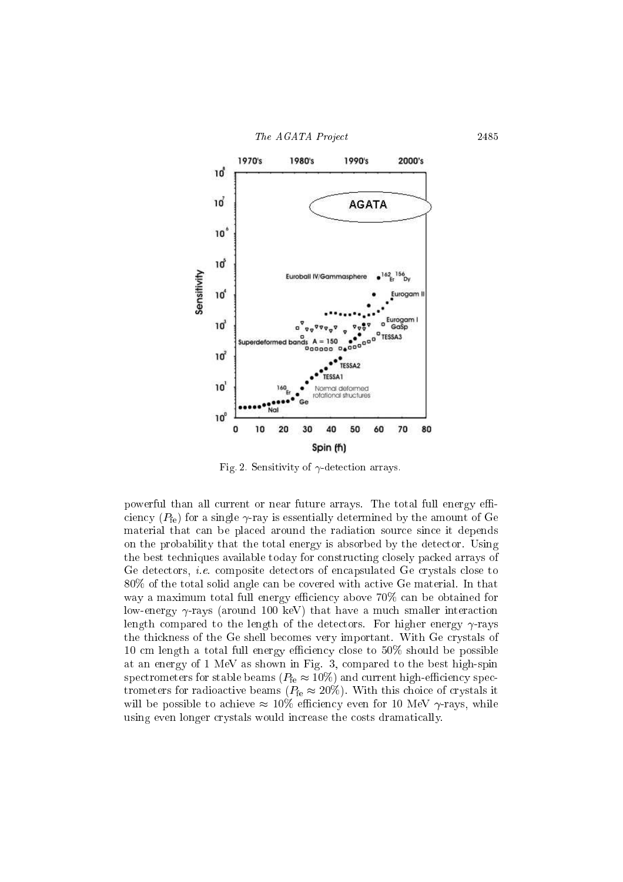Fig. 2. Sensitivity of $\gamma$-detection arrays.

powerful than all current or near future arrays. The total full energy efficiency ($P_{\rm fe}$) for a single $\gamma$-ray is essentially determined by the amount of Ge material that can be placed around the radiation source since it depends on the probability that the total energy is absorbed by the detector. Using the best techniques available today for constructing closely packed arrays of Ge detectors, *i.e.* composite detectors of encapsulated Ge crystals close to 80% of the total solid angle can be covered with active Ge material. In that way a maximum total full energy efficiency above 70% can be obtained for low-energy $\gamma$-rays (around 100 keV) that have a much smaller interaction length compared to the length of the detectors. For higher energy $\gamma$-rays the thickness of the Ge shell becomes very important. With Ge crystals of 10 cm length a total full energy efficiency close to 50% should be possible at an energy of 1 MeV as shown in Fig. 3, compared to the best high-spin spectrometers for stable beams ($P_{\rm fe} \approx 10\%$) and current high-efficiency spectrometers for radioactive beams ($P_{\rm fe} \approx 20\%$). With this choice of crystals it will be possible to achieve $\approx 10\%$ efficiency even for 10 MeV $\gamma$-rays, while using even longer crystals would increase the costs dramatically.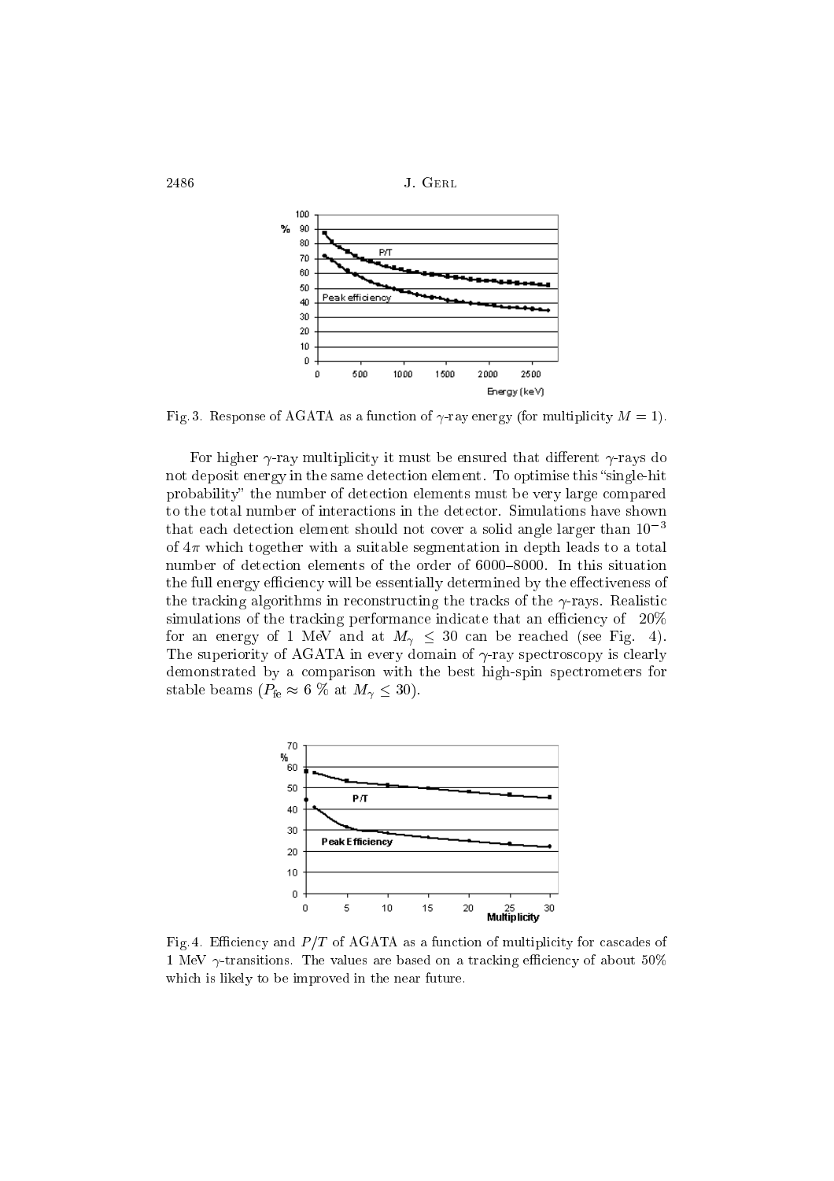Fig. 3. Response of AGATA as a function of $\gamma$-ray energy (for multiplicity $M = 1$).

For higher $\gamma$-ray multiplicity it must be ensured that different $\gamma$-rays do not deposit energy in the same detection element. To optimise this "single-hit probability" the number of detection elements must be very large compared to the total number of interactions in the detector. Simulations have shown that each detection element should not cover a solid angle larger than $10^{-3}$ of $4\pi$ which together with a suitable segmentation in depth leads to a total number of detection elements of the order of 6000–8000. In this situation the full energy efficiency will be essentially determined by the effectiveness of the tracking algorithms in reconstructing the tracks of the $\gamma$-rays. Realistic simulations of the tracking performance indicate that an efficiency of 20% for an energy of 1 MeV and at $M_\gamma \leq 30$ can be reached (see Fig. 4). The superiority of AGATA in every domain of $\gamma$-ray spectroscopy is clearly demonstrated by a comparison with the best high-spin spectrometers for stable beams ($P_{\rm fe} \approx 6$ % at $M_\gamma \leq 30$).

Fig. 4. Efficiency and $P/T$ of AGATA as a function of multiplicity for cascades of 1 MeV $\gamma$-transitions. The values are based on a tracking efficiency of about 50% which is likely to be improved in the near future.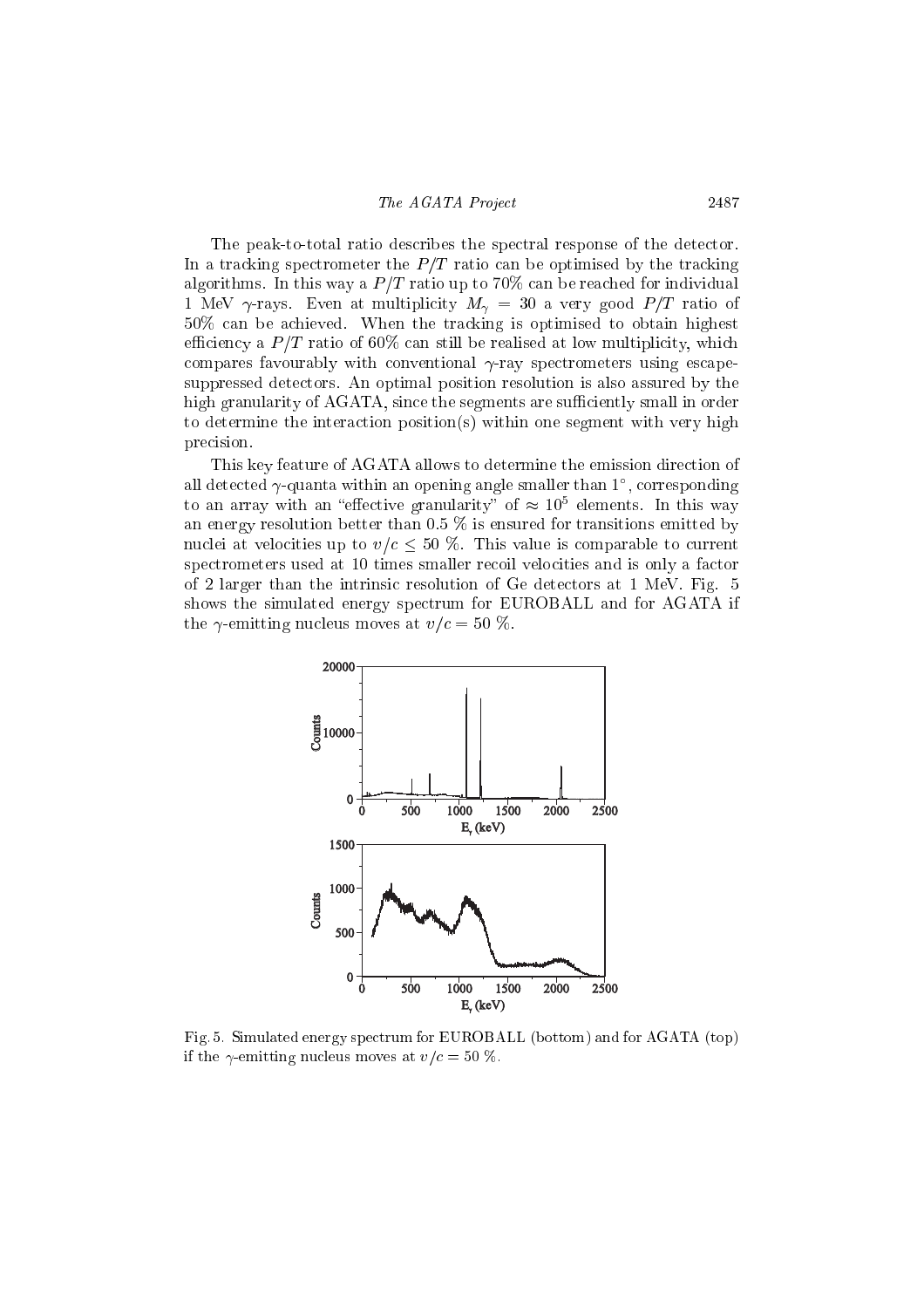The peak-to-total ratio describes the spectral response of the detector. In a tracking spectrometer the $P/T$ ratio can be optimised by the tracking algorithms. In this way a $P/T$ ratio up to 70% can be reached for individual 1 MeV $\gamma$-rays. Even at multiplicity $M_\gamma = 30$ a very good $P/T$ ratio of 50% can be achieved. When the tracking is optimised to obtain highest efficiency a $P/T$ ratio of 60% can still be realised at low multiplicity, which compares favourably with conventional $\gamma$-ray spectrometers using escape-suppressed detectors. An optimal position resolution is also assured by the high granularity of AGATA, since the segments are sufficiently small in order to determine the interaction position(s) within one segment with very high precision.

This key feature of AGATA allows to determine the emission direction of all detected $\gamma$-quanta within an opening angle smaller than $1^\circ$, corresponding to an array with an "effective granularity" of $\approx 10^5$ elements. In this way an energy resolution better than 0.5 % is ensured for transitions emitted by nuclei at velocities up to $v/c \leq 50$ %. This value is comparable to current spectrometers used at 10 times smaller recoil velocities and is only a factor of 2 larger than the intrinsic resolution of Ge detectors at 1 MeV. Fig. 5 shows the simulated energy spectrum for EUROBALL and for AGATA if the $\gamma$-emitting nucleus moves at $v/c = 50$ %.

Fig. 5. Simulated energy spectrum for EUROBALL (bottom) and for AGATA (top) if the $\gamma$-emitting nucleus moves at $v/c = 50$ %.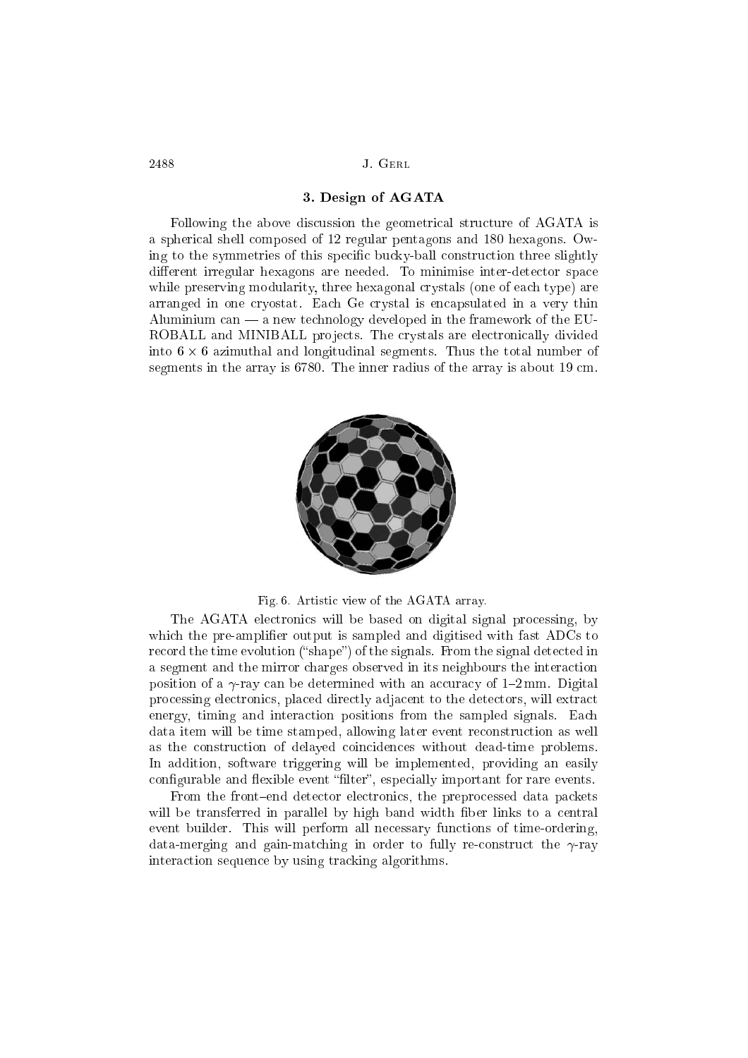## 3. Design of AGATA

Following the above discussion the geometrical structure of AGATA is a spherical shell composed of 12 regular pentagons and 180 hexagons. Owing to the symmetries of this specific bucky-ball construction three slightly different irregular hexagons are needed. To minimise inter-detector space while preserving modularity, three hexagonal crystals (one of each type) are arranged in one cryostat. Each Ge crystal is encapsulated in a very thin Aluminium can — a new technology developed in the framework of the EUROBALL and MINIBALL projects. The crystals are electronically divided into $6 \times 6$ azimuthal and longitudinal segments. Thus the total number of segments in the array is 6780. The inner radius of the array is about 19 cm.

Fig. 6. Artistic view of the AGATA array.

The AGATA electronics will be based on digital signal processing, by which the pre-amplifier output is sampled and digitised with fast ADCs to record the time evolution ("shape") of the signals. From the signal detected in a segment and the mirror charges observed in its neighbours the interaction position of a $\gamma$-ray can be determined with an accuracy of 1–2 mm. Digital processing electronics, placed directly adjacent to the detectors, will extract energy, timing and interaction positions from the sampled signals. Each data item will be time stamped, allowing later event reconstruction as well as the construction of delayed coincidences without dead-time problems. In addition, software triggering will be implemented, providing an easily configurable and flexible event "filter", especially important for rare events.

From the front–end detector electronics, the preprocessed data packets will be transferred in parallel by high band width fiber links to a central event builder. This will perform all necessary functions of time-ordering, data-merging and gain-matching in order to fully re-construct the $\gamma$-ray interaction sequence by using tracking algorithms.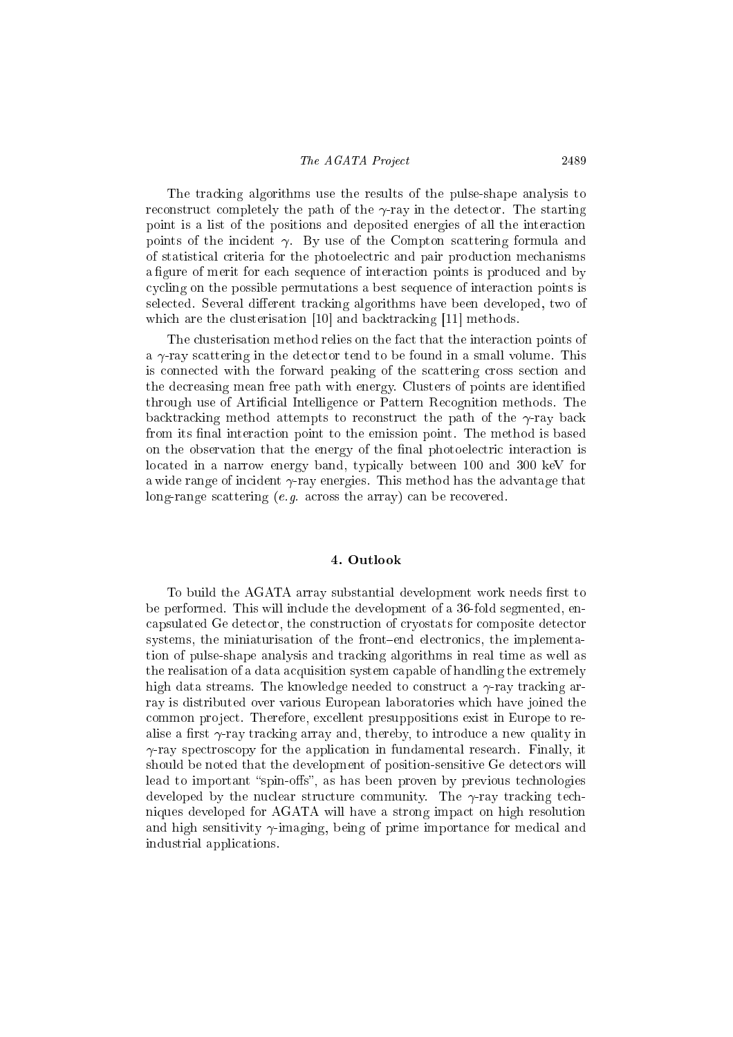The tracking algorithms use the results of the pulse-shape analysis to reconstruct completely the path of the $\gamma$-ray in the detector. The starting point is a list of the positions and deposited energies of all the interaction points of the incident $\gamma$. By use of the Compton scattering formula and of statistical criteria for the photoelectric and pair production mechanisms a figure of merit for each sequence of interaction points is produced and by cycling on the possible permutations a best sequence of interaction points is selected. Several different tracking algorithms have been developed, two of which are the clusterisation [10] and backtracking [11] methods.

The clusterisation method relies on the fact that the interaction points of a $\gamma$-ray scattering in the detector tend to be found in a small volume. This is connected with the forward peaking of the scattering cross section and the decreasing mean free path with energy. Clusters of points are identified through use of Artificial Intelligence or Pattern Recognition methods. The backtracking method attempts to reconstruct the path of the $\gamma$-ray back from its final interaction point to the emission point. The method is based on the observation that the energy of the final photoelectric interaction is located in a narrow energy band, typically between 100 and 300 keV for a wide range of incident $\gamma$-ray energies. This method has the advantage that long-range scattering (*e.g.* across the array) can be recovered.

## 4. Outlook

To build the AGATA array substantial development work needs first to be performed. This will include the development of a 36-fold segmented, encapsulated Ge detector, the construction of cryostats for composite detector systems, the miniaturisation of the front–end electronics, the implementation of pulse-shape analysis and tracking algorithms in real time as well as the realisation of a data acquisition system capable of handling the extremely high data streams. The knowledge needed to construct a $\gamma$-ray tracking array is distributed over various European laboratories which have joined the common project. Therefore, excellent presuppositions exist in Europe to realise a first $\gamma$-ray tracking array and, thereby, to introduce a new quality in $\gamma$-ray spectroscopy for the application in fundamental research. Finally, it should be noted that the development of position-sensitive Ge detectors will lead to important "spin-offs", as has been proven by previous technologies developed by the nuclear structure community. The $\gamma$-ray tracking techniques developed for AGATA will have a strong impact on high resolution and high sensitivity $\gamma$-imaging, being of prime importance for medical and industrial applications.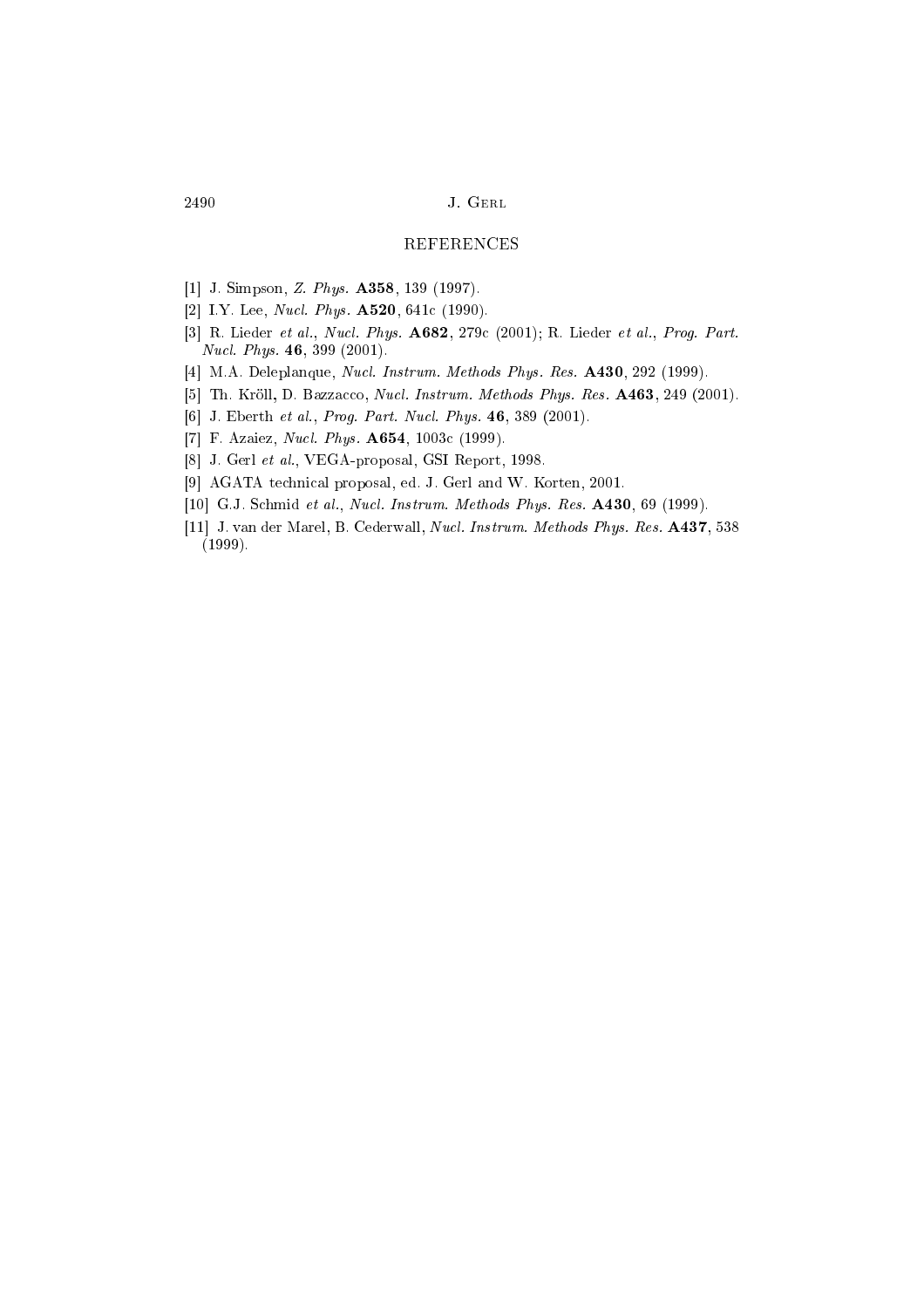## REFERENCES

[1] J. Simpson, *Z. Phys.* **A358**, 139 (1997).

[2] I.Y. Lee, *Nucl. Phys.* **A520**, 641c (1990).

[3] R. Lieder *et al.*, *Nucl. Phys.* **A682**, 279c (2001); R. Lieder *et al.*, *Prog. Part. Nucl. Phys.* **46**, 399 (2001).

[4] M.A. Deleplanque, *Nucl. Instrum. Methods Phys. Res.* **A430**, 292 (1999).

[5] Th. Kröll, D. Bazzacco, *Nucl. Instrum. Methods Phys. Res.* **A463**, 249 (2001).

[6] J. Eberth *et al.*, *Prog. Part. Nucl. Phys.* **46**, 389 (2001).

[7] F. Azaiez, *Nucl. Phys.* **A654**, 1003c (1999).

[8] J. Gerl *et al.*, VEGA-proposal, GSI Report, 1998.

[9] AGATA technical proposal, ed. J. Gerl and W. Korten, 2001.

[10] G.J. Schmid *et al.*, *Nucl. Instrum. Methods Phys. Res.* **A430**, 69 (1999).

[11] J. van der Marel, B. Cederwall, *Nucl. Instrum. Methods Phys. Res.* **A437**, 538 (1999).